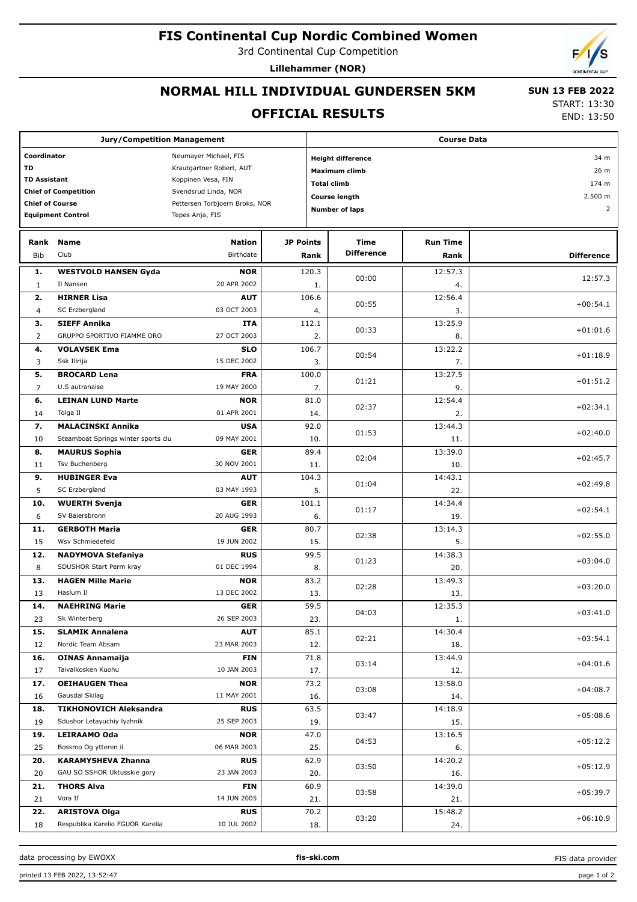# FIS Continental Cup Nordic Combined Women

3rd Continental Cup Competition

**Lillehammer (NOR)**

## NORMAL HILL INDIVIDUAL GUNDERSEN 5KM

## OFFICIAL RESULTS

**SUN 13 FEB 2022**

START: 13:30

END: 13:50

| Jury/Competition Management | |
|---|---|
| **Coordinator** | Neumayer Michael, FIS |
| **TD** | Krautgartner Robert, AUT |
| **TD Assistant** | Koppinen Vesa, FIN |
| **Chief of Competition** | Svendsrud Linda, NOR |
| **Chief of Course** | Pettersen Torbjoern Broks, NOR |
| **Equipment Control** | Tepes Anja, FIS |

| Course Data | |
|---|---|
| **Height difference** | 34 m |
| **Maximum climb** | 26 m |
| **Total climb** | 174 m |
| **Course length** | 2.500 m |
| **Number of laps** | 2 |

| Rank | Bib | Name | Club | Nation | Birthdate | JP Points | JP Rank | Time Difference | Run Time | Run Rank | Difference |
|---|---|---|---|---|---|---|---|---|---|---|---|
| 1. | 1 | **WESTVOLD HANSEN Gyda** | Il Nansen | **NOR** | 20 APR 2002 | 120.3 | 1. | 00:00 | 12:57.3 | 4. | 12:57.3 |
| 2. | 4 | **HIRNER Lisa** | SC Erzbergland | **AUT** | 03 OCT 2003 | 106.6 | 4. | 00:55 | 12:56.4 | 3. | +00:54.1 |
| 3. | 2 | **SIEFF Annika** | GRUPPO SPORTIVO FIAMME ORO | **ITA** | 27 OCT 2003 | 112.1 | 2. | 00:33 | 13:25.9 | 8. | +01:01.6 |
| 4. | 3 | **VOLAVSEK Ema** | Ssk Ilirija | **SLO** | 15 DEC 2002 | 106.7 | 3. | 00:54 | 13:22.2 | 7. | +01:18.9 |
| 5. | 7 | **BROCARD Lena** | U.S autranaise | **FRA** | 19 MAY 2000 | 100.0 | 7. | 01:21 | 13:27.5 | 9. | +01:51.2 |
| 6. | 14 | **LEINAN LUND Marte** | Tolga Il | **NOR** | 01 APR 2001 | 81.0 | 14. | 02:37 | 12:54.4 | 2. | +02:34.1 |
| 7. | 10 | **MALACINSKI Annika** | Steamboat Springs winter sports clu | **USA** | 09 MAY 2001 | 92.0 | 10. | 01:53 | 13:44.3 | 11. | +02:40.0 |
| 8. | 11 | **MAURUS Sophia** | Tsv Buchenberg | **GER** | 30 NOV 2001 | 89.4 | 11. | 02:04 | 13:39.0 | 10. | +02:45.7 |
| 9. | 5 | **HUBINGER Eva** | SC Erzbergland | **AUT** | 03 MAY 1993 | 104.3 | 5. | 01:04 | 14:43.1 | 22. | +02:49.8 |
| 10. | 6 | **WUERTH Svenja** | SV Baiersbronn | **GER** | 20 AUG 1993 | 101.1 | 6. | 01:17 | 14:34.4 | 19. | +02:54.1 |
| 11. | 15 | **GERBOTH Maria** | Wsv Schmiedefeld | **GER** | 19 JUN 2002 | 80.7 | 15. | 02:38 | 13:14.3 | 5. | +02:55.0 |
| 12. | 8 | **NADYMOVA Stefaniya** | SDUSHOR Start Perm kray | **RUS** | 01 DEC 1994 | 99.5 | 8. | 01:23 | 14:38.3 | 20. | +03:04.0 |
| 13. | 13 | **HAGEN Mille Marie** | Haslum Il | **NOR** | 13 DEC 2002 | 83.2 | 13. | 02:28 | 13:49.3 | 13. | +03:20.0 |
| 14. | 23 | **NAEHRING Marie** | Sk Winterberg | **GER** | 26 SEP 2003 | 59.5 | 23. | 04:03 | 12:35.3 | 1. | +03:41.0 |
| 15. | 12 | **SLAMIK Annalena** | Nordic Team Absam | **AUT** | 23 MAR 2003 | 85.1 | 12. | 02:21 | 14:30.4 | 18. | +03:54.1 |
| 16. | 17 | **OINAS Annamaija** | Taivalkosken Kuohu | **FIN** | 10 JAN 2003 | 71.8 | 17. | 03:14 | 13:44.9 | 12. | +04:01.6 |
| 17. | 16 | **OEIHAUGEN Thea** | Gausdal Skilag | **NOR** | 11 MAY 2001 | 73.2 | 16. | 03:08 | 13:58.0 | 14. | +04:08.7 |
| 18. | 19 | **TIKHONOVICH Aleksandra** | Sdushor Letayuchiy lyzhnik | **RUS** | 25 SEP 2003 | 63.5 | 19. | 03:47 | 14:18.9 | 15. | +05:08.6 |
| 19. | 25 | **LEIRAAMO Oda** | Bossmo Og ytteren il | **NOR** | 06 MAR 2003 | 47.0 | 25. | 04:53 | 13:16.5 | 6. | +05:12.2 |
| 20. | 20 | **KARAMYSHEVA Zhanna** | GAU SO SSHOR Uktusskie gory | **RUS** | 23 JAN 2003 | 62.9 | 20. | 03:50 | 14:20.2 | 16. | +05:12.9 |
| 21. | 21 | **THORS Alva** | Vora If | **FIN** | 14 JUN 2005 | 60.9 | 21. | 03:58 | 14:39.0 | 21. | +05:39.7 |
| 22. | 18 | **ARISTOVA Olga** | Respublika Karelio FGUOR Karelia | **RUS** | 10 JUL 2002 | 70.2 | 18. | 03:20 | 15:48.2 | 24. | +06:10.9 |

data processing by EWOXX | **fis-ski.com** | FIS data provider

printed 13 FEB 2022, 13:52:47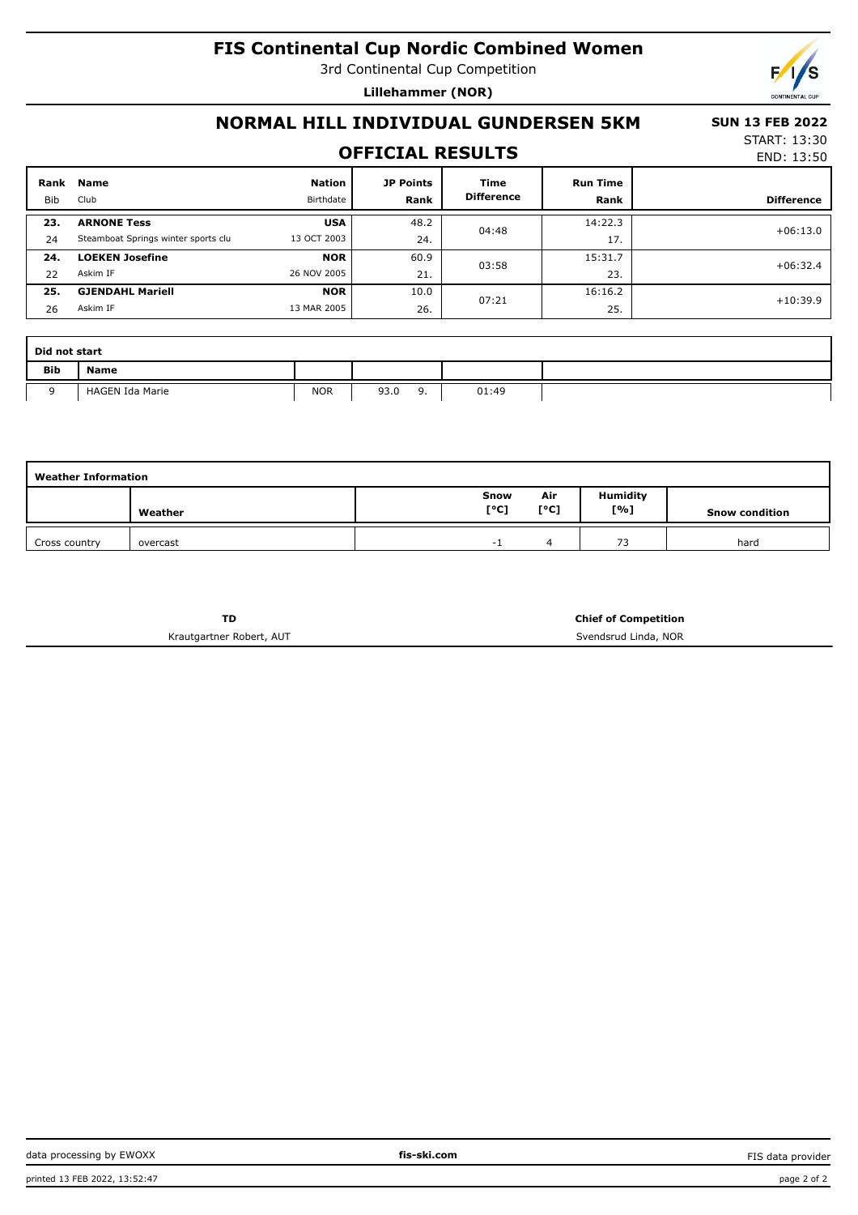# FIS Continental Cup Nordic Combined Women

3rd Continental Cup Competition

**Lillehammer (NOR)**

## NORMAL HILL INDIVIDUAL GUNDERSEN 5KM

**SUN 13 FEB 2022**

START: 13:30

END: 13:50

## OFFICIAL RESULTS

| Rank / Bib | Name / Club | Nation / Birthdate | JP Points / Rank | Time Difference | Run Time / Rank | Difference |
|---|---|---|---|---|---|---|
| **23.** | **ARNONE Tess** | **USA** | 48.2 | 04:48 | 14:22.3 | +06:13.0 |
| 24 | Steamboat Springs winter sports clu | 13 OCT 2003 | 24. | | 17. | |
| **24.** | **LOEKEN Josefine** | **NOR** | 60.9 | 03:58 | 15:31.7 | +06:32.4 |
| 22 | Askim IF | 26 NOV 2005 | 21. | | 23. | |
| **25.** | **GJENDAHL Mariell** | **NOR** | 10.0 | 07:21 | 16:16.2 | +10:39.9 |
| 26 | Askim IF | 13 MAR 2005 | 26. | | 25. | |

**Did not start**

| Bib | Name | | | | |
|---|---|---|---|---|---|
| 9 | HAGEN Ida Marie | NOR | 93.0 9. | 01:49 | |

**Weather Information**

| | Weather | Snow [°C] | Air [°C] | Humidity [%] | Snow condition |
|---|---|---|---|---|---|
| Cross country | overcast | -1 | 4 | 73 | hard |

**TD**
Krautgartner Robert, AUT

**Chief of Competition**
Svendsrud Linda, NOR

data processing by EWOXX | fis-ski.com | FIS data provider

printed 13 FEB 2022, 13:52:47